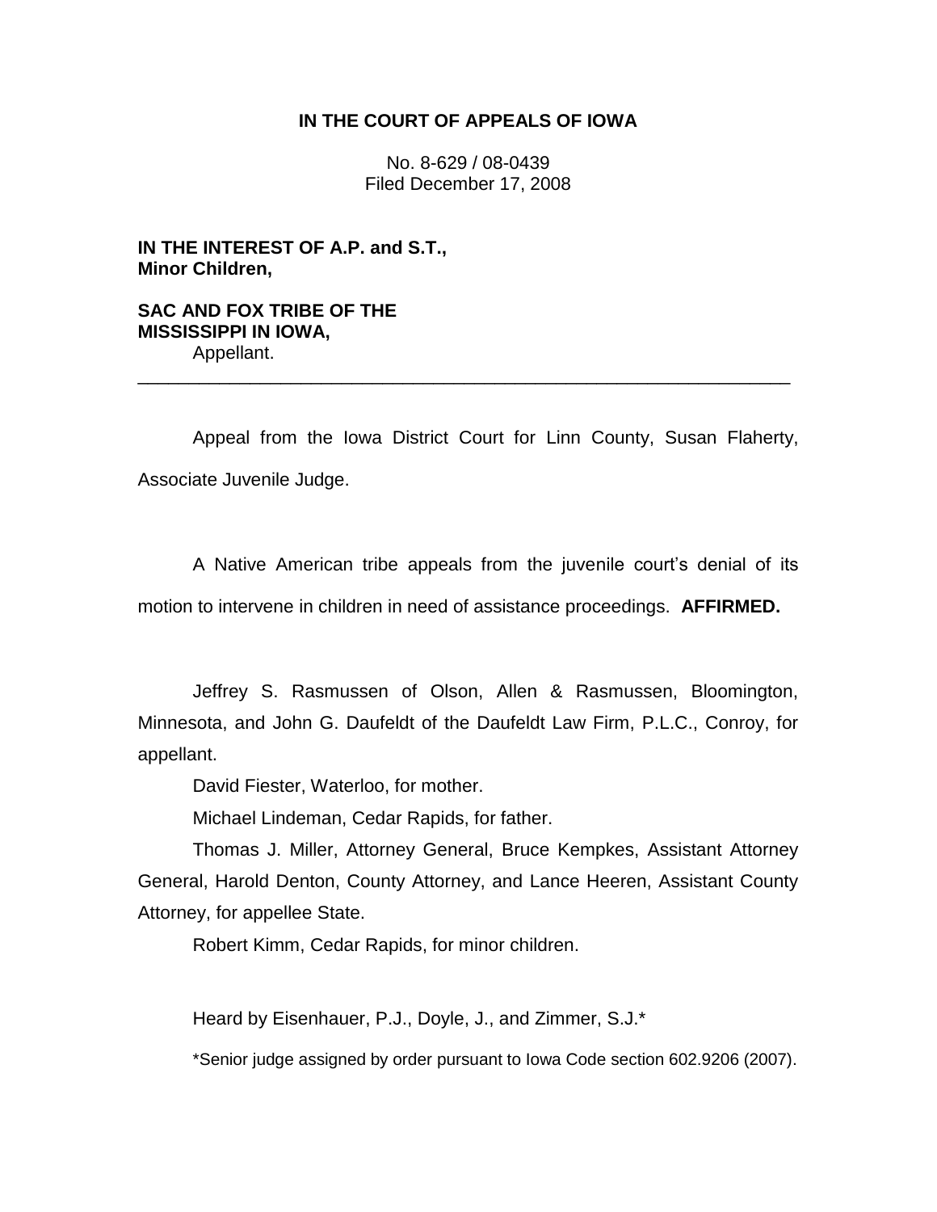**IN THE COURT OF APPEALS OF IOWA**

No. 8-629 / 08-0439
Filed December 17, 2008

**IN THE INTEREST OF A.P. and S.T., Minor Children,**

**SAC AND FOX TRIBE OF THE MISSISSIPPI IN IOWA,**
Appellant.

---

Appeal from the Iowa District Court for Linn County, Susan Flaherty, Associate Juvenile Judge.

A Native American tribe appeals from the juvenile court's denial of its motion to intervene in children in need of assistance proceedings. **AFFIRMED.**

Jeffrey S. Rasmussen of Olson, Allen & Rasmussen, Bloomington, Minnesota, and John G. Daufeldt of the Daufeldt Law Firm, P.L.C., Conroy, for appellant.

David Fiester, Waterloo, for mother.

Michael Lindeman, Cedar Rapids, for father.

Thomas J. Miller, Attorney General, Bruce Kempkes, Assistant Attorney General, Harold Denton, County Attorney, and Lance Heeren, Assistant County Attorney, for appellee State.

Robert Kimm, Cedar Rapids, for minor children.

Heard by Eisenhauer, P.J., Doyle, J., and Zimmer, S.J.*

*Senior judge assigned by order pursuant to Iowa Code section 602.9206 (2007).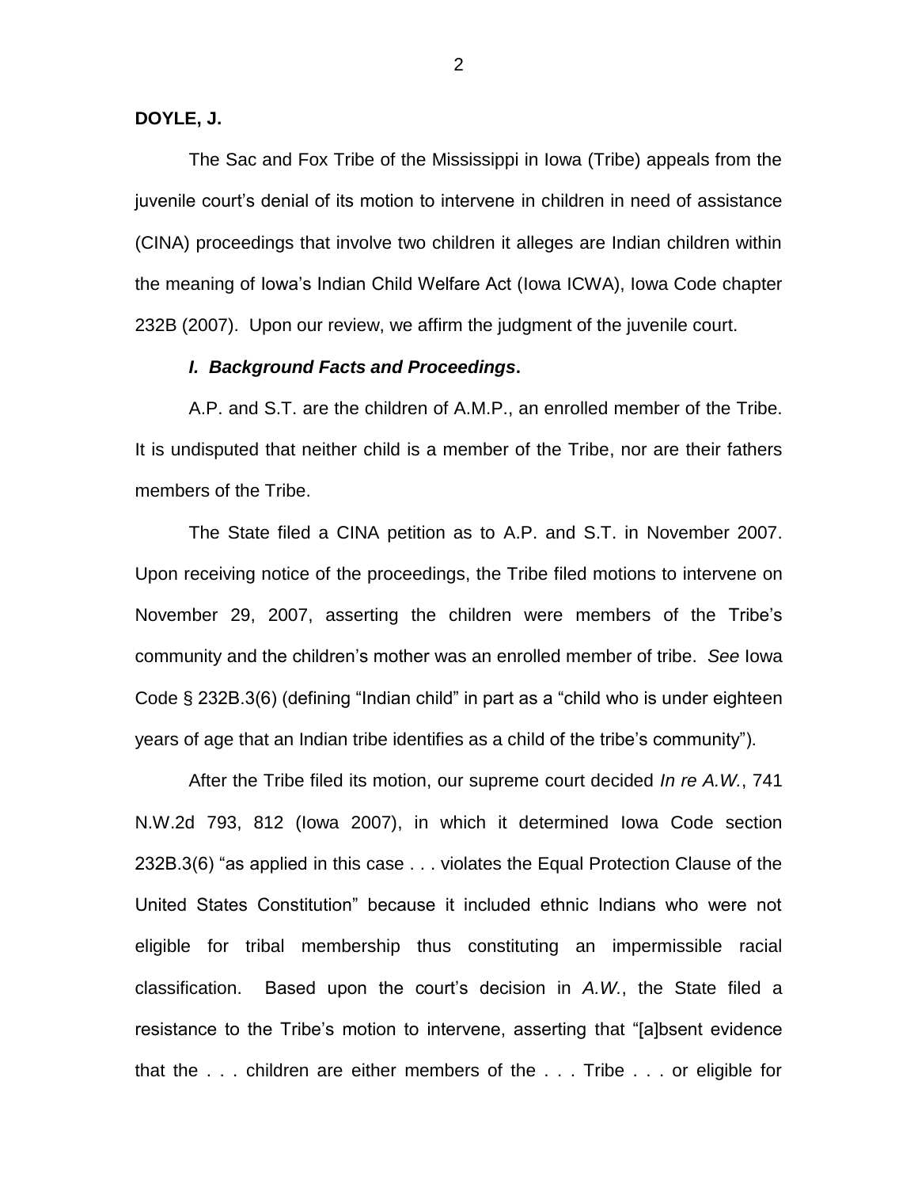**DOYLE, J.**

The Sac and Fox Tribe of the Mississippi in Iowa (Tribe) appeals from the juvenile court's denial of its motion to intervene in children in need of assistance (CINA) proceedings that involve two children it alleges are Indian children within the meaning of Iowa's Indian Child Welfare Act (Iowa ICWA), Iowa Code chapter 232B (2007). Upon our review, we affirm the judgment of the juvenile court.

***I. Background Facts and Proceedings*.**

A.P. and S.T. are the children of A.M.P., an enrolled member of the Tribe. It is undisputed that neither child is a member of the Tribe, nor are their fathers members of the Tribe.

The State filed a CINA petition as to A.P. and S.T. in November 2007. Upon receiving notice of the proceedings, the Tribe filed motions to intervene on November 29, 2007, asserting the children were members of the Tribe's community and the children's mother was an enrolled member of tribe. *See* Iowa Code § 232B.3(6) (defining "Indian child" in part as a "child who is under eighteen years of age that an Indian tribe identifies as a child of the tribe's community").

After the Tribe filed its motion, our supreme court decided *In re A.W.*, 741 N.W.2d 793, 812 (Iowa 2007), in which it determined Iowa Code section 232B.3(6) "as applied in this case . . . violates the Equal Protection Clause of the United States Constitution" because it included ethnic Indians who were not eligible for tribal membership thus constituting an impermissible racial classification. Based upon the court's decision in *A.W.*, the State filed a resistance to the Tribe's motion to intervene, asserting that "[a]bsent evidence that the . . . children are either members of the . . . Tribe . . . or eligible for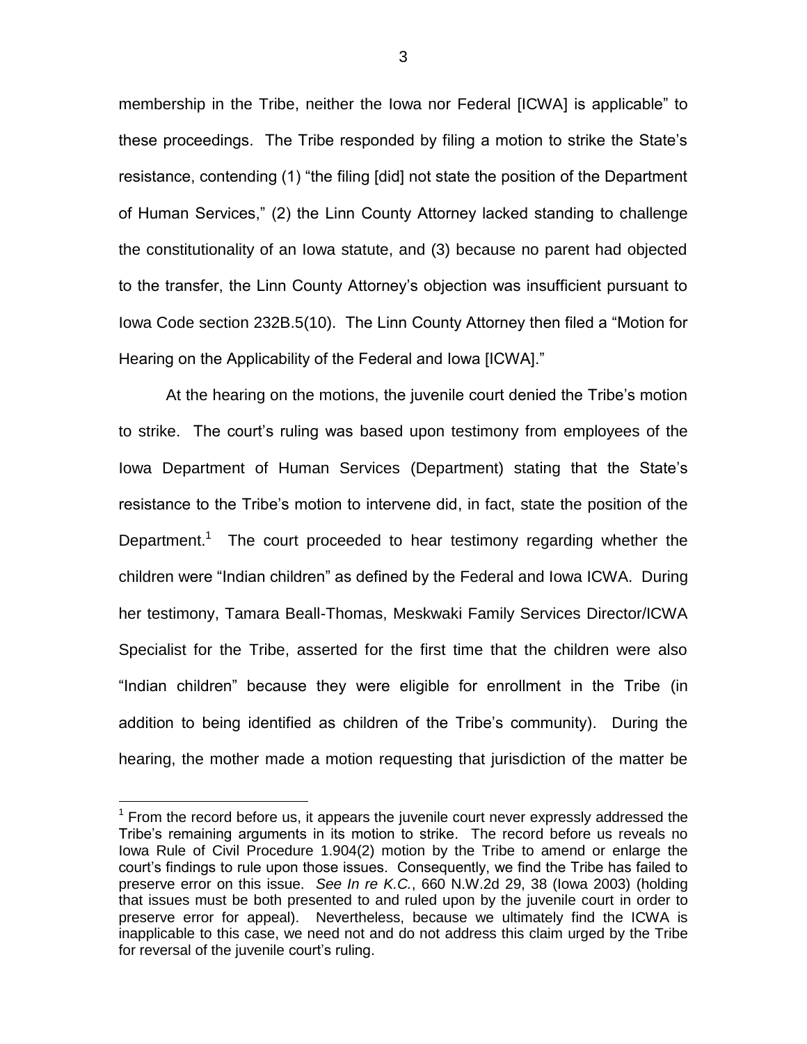membership in the Tribe, neither the Iowa nor Federal [ICWA] is applicable" to these proceedings. The Tribe responded by filing a motion to strike the State's resistance, contending (1) "the filing [did] not state the position of the Department of Human Services," (2) the Linn County Attorney lacked standing to challenge the constitutionality of an Iowa statute, and (3) because no parent had objected to the transfer, the Linn County Attorney's objection was insufficient pursuant to Iowa Code section 232B.5(10). The Linn County Attorney then filed a "Motion for Hearing on the Applicability of the Federal and Iowa [ICWA]."

At the hearing on the motions, the juvenile court denied the Tribe's motion to strike. The court's ruling was based upon testimony from employees of the Iowa Department of Human Services (Department) stating that the State's resistance to the Tribe's motion to intervene did, in fact, state the position of the Department.[1] The court proceeded to hear testimony regarding whether the children were "Indian children" as defined by the Federal and Iowa ICWA. During her testimony, Tamara Beall-Thomas, Meskwaki Family Services Director/ICWA Specialist for the Tribe, asserted for the first time that the children were also "Indian children" because they were eligible for enrollment in the Tribe (in addition to being identified as children of the Tribe's community). During the hearing, the mother made a motion requesting that jurisdiction of the matter be

[1] From the record before us, it appears the juvenile court never expressly addressed the Tribe's remaining arguments in its motion to strike. The record before us reveals no Iowa Rule of Civil Procedure 1.904(2) motion by the Tribe to amend or enlarge the court's findings to rule upon those issues. Consequently, we find the Tribe has failed to preserve error on this issue. *See In re K.C.*, 660 N.W.2d 29, 38 (Iowa 2003) (holding that issues must be both presented to and ruled upon by the juvenile court in order to preserve error for appeal). Nevertheless, because we ultimately find the ICWA is inapplicable to this case, we need not and do not address this claim urged by the Tribe for reversal of the juvenile court's ruling.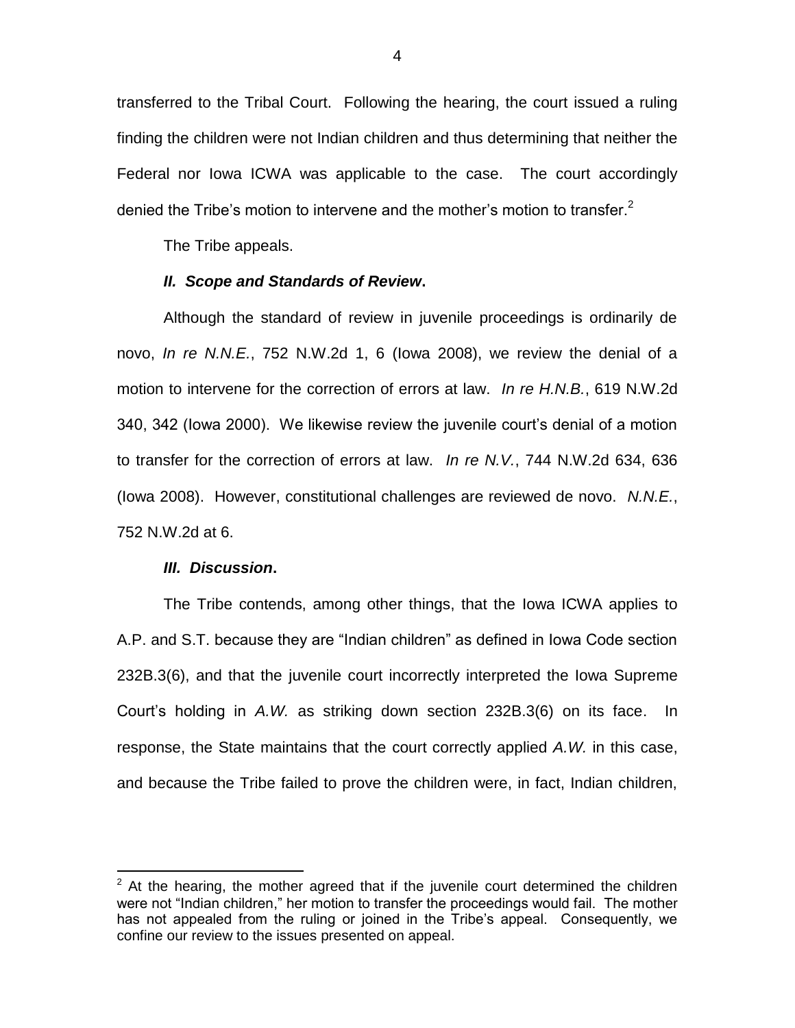transferred to the Tribal Court. Following the hearing, the court issued a ruling finding the children were not Indian children and thus determining that neither the Federal nor Iowa ICWA was applicable to the case. The court accordingly denied the Tribe's motion to intervene and the mother's motion to transfer.[2]

The Tribe appeals.

### *II. Scope and Standards of Review*.

Although the standard of review in juvenile proceedings is ordinarily de novo, *In re N.N.E.*, 752 N.W.2d 1, 6 (Iowa 2008), we review the denial of a motion to intervene for the correction of errors at law. *In re H.N.B.*, 619 N.W.2d 340, 342 (Iowa 2000). We likewise review the juvenile court's denial of a motion to transfer for the correction of errors at law. *In re N.V.*, 744 N.W.2d 634, 636 (Iowa 2008). However, constitutional challenges are reviewed de novo. *N.N.E.*, 752 N.W.2d at 6.

### *III. Discussion*.

The Tribe contends, among other things, that the Iowa ICWA applies to A.P. and S.T. because they are "Indian children" as defined in Iowa Code section 232B.3(6), and that the juvenile court incorrectly interpreted the Iowa Supreme Court's holding in *A.W.* as striking down section 232B.3(6) on its face. In response, the State maintains that the court correctly applied *A.W.* in this case, and because the Tribe failed to prove the children were, in fact, Indian children,

---

[2] At the hearing, the mother agreed that if the juvenile court determined the children were not "Indian children," her motion to transfer the proceedings would fail. The mother has not appealed from the ruling or joined in the Tribe's appeal. Consequently, we confine our review to the issues presented on appeal.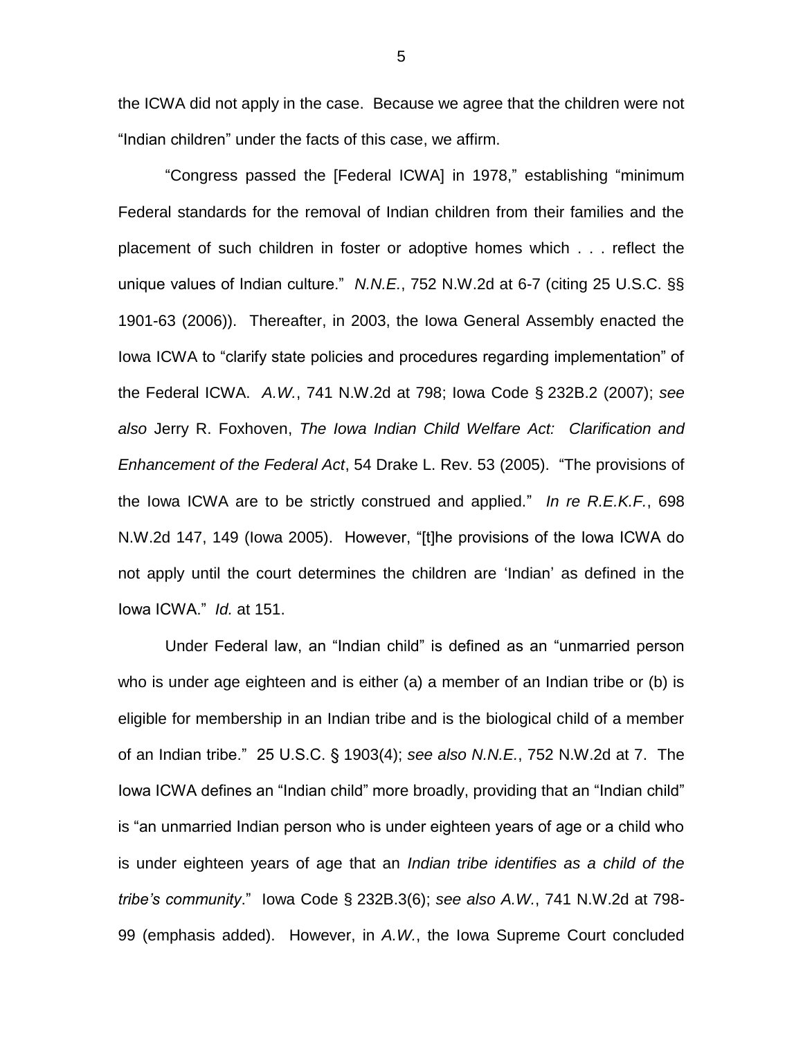the ICWA did not apply in the case. Because we agree that the children were not "Indian children" under the facts of this case, we affirm.

"Congress passed the [Federal ICWA] in 1978," establishing "minimum Federal standards for the removal of Indian children from their families and the placement of such children in foster or adoptive homes which . . . reflect the unique values of Indian culture." *N.N.E.*, 752 N.W.2d at 6-7 (citing 25 U.S.C. §§ 1901-63 (2006)). Thereafter, in 2003, the Iowa General Assembly enacted the Iowa ICWA to "clarify state policies and procedures regarding implementation" of the Federal ICWA. *A.W.*, 741 N.W.2d at 798; Iowa Code § 232B.2 (2007); *see also* Jerry R. Foxhoven, *The Iowa Indian Child Welfare Act: Clarification and Enhancement of the Federal Act*, 54 Drake L. Rev. 53 (2005). "The provisions of the Iowa ICWA are to be strictly construed and applied." *In re R.E.K.F.*, 698 N.W.2d 147, 149 (Iowa 2005). However, "[t]he provisions of the Iowa ICWA do not apply until the court determines the children are 'Indian' as defined in the Iowa ICWA." *Id.* at 151.

Under Federal law, an "Indian child" is defined as an "unmarried person who is under age eighteen and is either (a) a member of an Indian tribe or (b) is eligible for membership in an Indian tribe and is the biological child of a member of an Indian tribe." 25 U.S.C. § 1903(4); *see also N.N.E.*, 752 N.W.2d at 7. The Iowa ICWA defines an "Indian child" more broadly, providing that an "Indian child" is "an unmarried Indian person who is under eighteen years of age or a child who is under eighteen years of age that an *Indian tribe identifies as a child of the tribe's community*." Iowa Code § 232B.3(6); *see also A.W.*, 741 N.W.2d at 798-99 (emphasis added). However, in *A.W.*, the Iowa Supreme Court concluded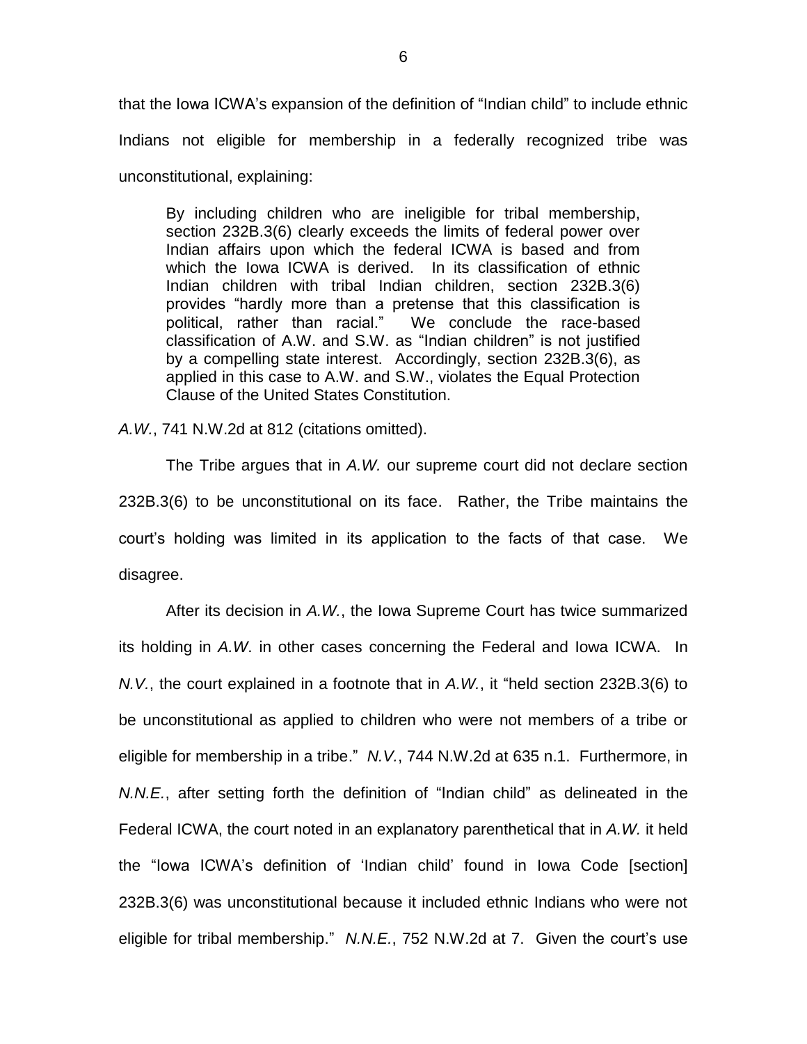that the Iowa ICWA's expansion of the definition of "Indian child" to include ethnic Indians not eligible for membership in a federally recognized tribe was unconstitutional, explaining:

> By including children who are ineligible for tribal membership, section 232B.3(6) clearly exceeds the limits of federal power over Indian affairs upon which the federal ICWA is based and from which the Iowa ICWA is derived. In its classification of ethnic Indian children with tribal Indian children, section 232B.3(6) provides "hardly more than a pretense that this classification is political, rather than racial." We conclude the race-based classification of A.W. and S.W. as "Indian children" is not justified by a compelling state interest. Accordingly, section 232B.3(6), as applied in this case to A.W. and S.W., violates the Equal Protection Clause of the United States Constitution.

*A.W.*, 741 N.W.2d at 812 (citations omitted).

The Tribe argues that in *A.W.* our supreme court did not declare section 232B.3(6) to be unconstitutional on its face. Rather, the Tribe maintains the court's holding was limited in its application to the facts of that case. We disagree.

After its decision in *A.W.*, the Iowa Supreme Court has twice summarized its holding in *A.W.* in other cases concerning the Federal and Iowa ICWA. In *N.V.*, the court explained in a footnote that in *A.W.*, it "held section 232B.3(6) to be unconstitutional as applied to children who were not members of a tribe or eligible for membership in a tribe." *N.V.*, 744 N.W.2d at 635 n.1. Furthermore, in *N.N.E.*, after setting forth the definition of "Indian child" as delineated in the Federal ICWA, the court noted in an explanatory parenthetical that in *A.W.* it held the "Iowa ICWA's definition of 'Indian child' found in Iowa Code [section] 232B.3(6) was unconstitutional because it included ethnic Indians who were not eligible for tribal membership." *N.N.E.*, 752 N.W.2d at 7. Given the court's use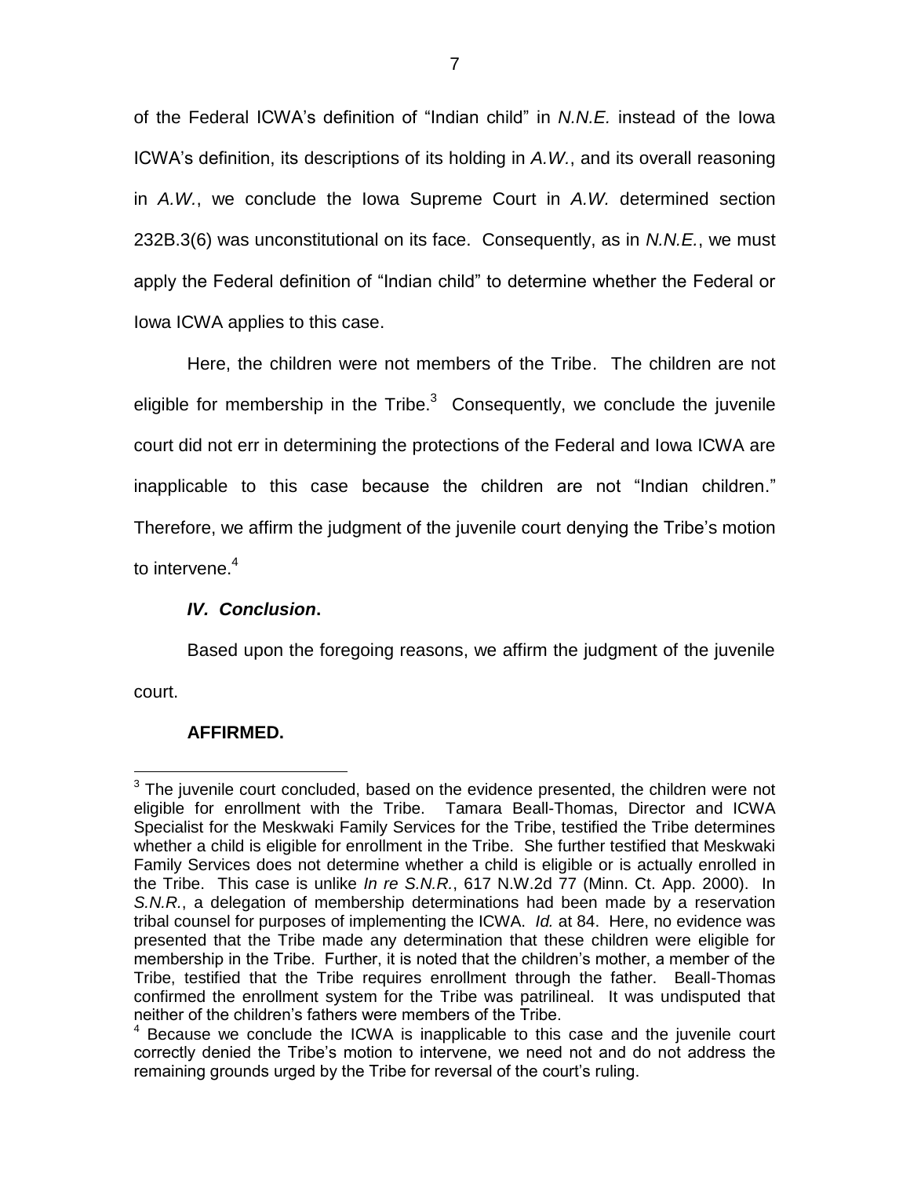of the Federal ICWA's definition of "Indian child" in *N.N.E.* instead of the Iowa ICWA's definition, its descriptions of its holding in *A.W.*, and its overall reasoning in *A.W.*, we conclude the Iowa Supreme Court in *A.W.* determined section 232B.3(6) was unconstitutional on its face. Consequently, as in *N.N.E.*, we must apply the Federal definition of "Indian child" to determine whether the Federal or Iowa ICWA applies to this case.

Here, the children were not members of the Tribe. The children are not eligible for membership in the Tribe.[3] Consequently, we conclude the juvenile court did not err in determining the protections of the Federal and Iowa ICWA are inapplicable to this case because the children are not "Indian children." Therefore, we affirm the judgment of the juvenile court denying the Tribe's motion to intervene.[4]

### *IV. Conclusion***.**

Based upon the foregoing reasons, we affirm the judgment of the juvenile court.

**AFFIRMED.**

---

[3] The juvenile court concluded, based on the evidence presented, the children were not eligible for enrollment with the Tribe. Tamara Beall-Thomas, Director and ICWA Specialist for the Meskwaki Family Services for the Tribe, testified the Tribe determines whether a child is eligible for enrollment in the Tribe. She further testified that Meskwaki Family Services does not determine whether a child is eligible or is actually enrolled in the Tribe. This case is unlike *In re S.N.R.*, 617 N.W.2d 77 (Minn. Ct. App. 2000). In *S.N.R.*, a delegation of membership determinations had been made by a reservation tribal counsel for purposes of implementing the ICWA. *Id.* at 84. Here, no evidence was presented that the Tribe made any determination that these children were eligible for membership in the Tribe. Further, it is noted that the children's mother, a member of the Tribe, testified that the Tribe requires enrollment through the father. Beall-Thomas confirmed the enrollment system for the Tribe was patrilineal. It was undisputed that neither of the children's fathers were members of the Tribe.

[4] Because we conclude the ICWA is inapplicable to this case and the juvenile court correctly denied the Tribe's motion to intervene, we need not and do not address the remaining grounds urged by the Tribe for reversal of the court's ruling.